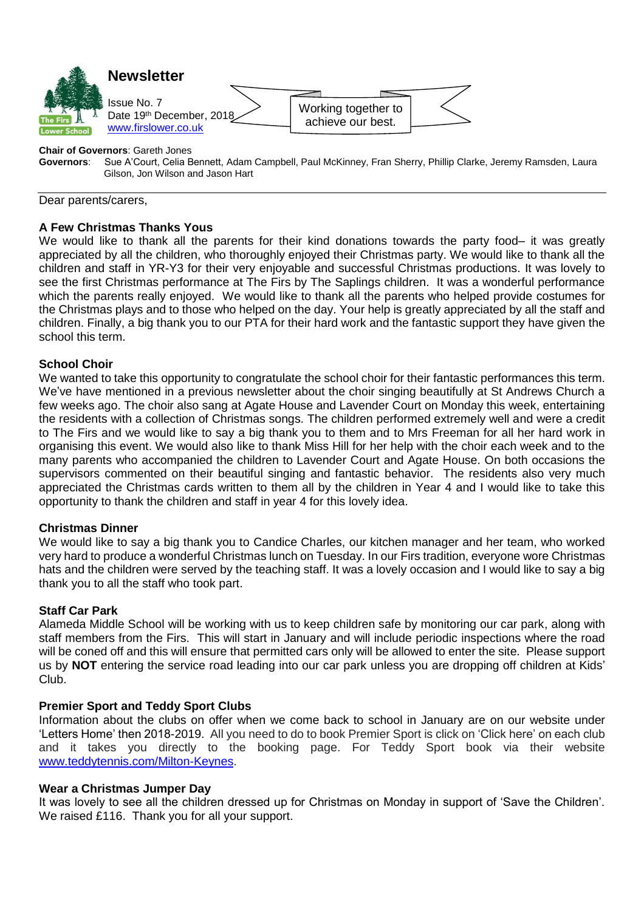# Newsletter

Issue No. 7
Date 19th December, 2018
www.firslower.co.uk

Working together to achieve our best.

**Chair of Governors**: Gareth Jones
**Governors**: Sue A'Court, Celia Bennett, Adam Campbell, Paul McKinney, Fran Sherry, Phillip Clarke, Jeremy Ramsden, Laura Gilson, Jon Wilson and Jason Hart

Dear parents/carers,

### A Few Christmas Thanks Yous

We would like to thank all the parents for their kind donations towards the party food– it was greatly appreciated by all the children, who thoroughly enjoyed their Christmas party. We would like to thank all the children and staff in YR-Y3 for their very enjoyable and successful Christmas productions. It was lovely to see the first Christmas performance at The Firs by The Saplings children. It was a wonderful performance which the parents really enjoyed. We would like to thank all the parents who helped provide costumes for the Christmas plays and to those who helped on the day. Your help is greatly appreciated by all the staff and children. Finally, a big thank you to our PTA for their hard work and the fantastic support they have given the school this term.

### School Choir

We wanted to take this opportunity to congratulate the school choir for their fantastic performances this term. We've have mentioned in a previous newsletter about the choir singing beautifully at St Andrews Church a few weeks ago. The choir also sang at Agate House and Lavender Court on Monday this week, entertaining the residents with a collection of Christmas songs. The children performed extremely well and were a credit to The Firs and we would like to say a big thank you to them and to Mrs Freeman for all her hard work in organising this event. We would also like to thank Miss Hill for her help with the choir each week and to the many parents who accompanied the children to Lavender Court and Agate House. On both occasions the supervisors commented on their beautiful singing and fantastic behavior. The residents also very much appreciated the Christmas cards written to them all by the children in Year 4 and I would like to take this opportunity to thank the children and staff in year 4 for this lovely idea.

### Christmas Dinner

We would like to say a big thank you to Candice Charles, our kitchen manager and her team, who worked very hard to produce a wonderful Christmas lunch on Tuesday. In our Firs tradition, everyone wore Christmas hats and the children were served by the teaching staff. It was a lovely occasion and I would like to say a big thank you to all the staff who took part.

### Staff Car Park

Alameda Middle School will be working with us to keep children safe by monitoring our car park, along with staff members from the Firs. This will start in January and will include periodic inspections where the road will be coned off and this will ensure that permitted cars only will be allowed to enter the site. Please support us by **NOT** entering the service road leading into our car park unless you are dropping off children at Kids' Club.

### Premier Sport and Teddy Sport Clubs

Information about the clubs on offer when we come back to school in January are on our website under 'Letters Home' then 2018-2019. All you need to do to book Premier Sport is click on 'Click here' on each club and it takes you directly to the booking page. For Teddy Sport book via their website www.teddytennis.com/Milton-Keynes.

### Wear a Christmas Jumper Day

It was lovely to see all the children dressed up for Christmas on Monday in support of 'Save the Children'. We raised £116. Thank you for all your support.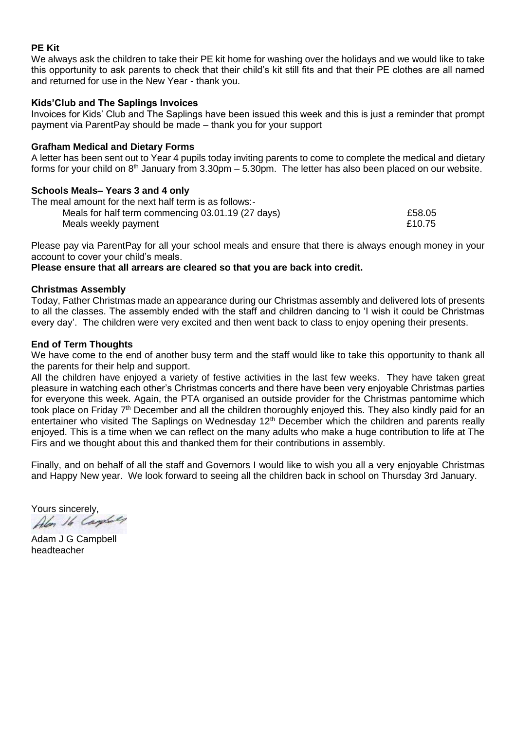**PE Kit**

We always ask the children to take their PE kit home for washing over the holidays and we would like to take this opportunity to ask parents to check that their child's kit still fits and that their PE clothes are all named and returned for use in the New Year - thank you.

**Kids'Club and The Saplings Invoices**

Invoices for Kids' Club and The Saplings have been issued this week and this is just a reminder that prompt payment via ParentPay should be made – thank you for your support

**Grafham Medical and Dietary Forms**

A letter has been sent out to Year 4 pupils today inviting parents to come to complete the medical and dietary forms for your child on 8th January from 3.30pm – 5.30pm. The letter has also been placed on our website.

**Schools Meals– Years 3 and 4 only**

The meal amount for the next half term is as follows:-

| | |
|---|---|
| Meals for half term commencing 03.01.19 (27 days) | £58.05 |
| Meals weekly payment | £10.75 |

Please pay via ParentPay for all your school meals and ensure that there is always enough money in your account to cover your child's meals.

**Please ensure that all arrears are cleared so that you are back into credit.**

**Christmas Assembly**

Today, Father Christmas made an appearance during our Christmas assembly and delivered lots of presents to all the classes. The assembly ended with the staff and children dancing to 'I wish it could be Christmas every day'. The children were very excited and then went back to class to enjoy opening their presents.

**End of Term Thoughts**

We have come to the end of another busy term and the staff would like to take this opportunity to thank all the parents for their help and support.

All the children have enjoyed a variety of festive activities in the last few weeks. They have taken great pleasure in watching each other's Christmas concerts and there have been very enjoyable Christmas parties for everyone this week. Again, the PTA organised an outside provider for the Christmas pantomime which took place on Friday 7th December and all the children thoroughly enjoyed this. They also kindly paid for an entertainer who visited The Saplings on Wednesday 12th December which the children and parents really enjoyed. This is a time when we can reflect on the many adults who make a huge contribution to life at The Firs and we thought about this and thanked them for their contributions in assembly.

Finally, and on behalf of all the staff and Governors I would like to wish you all a very enjoyable Christmas and Happy New year. We look forward to seeing all the children back in school on Thursday 3rd January.

Yours sincerely,

Adam J G Campbell
headteacher